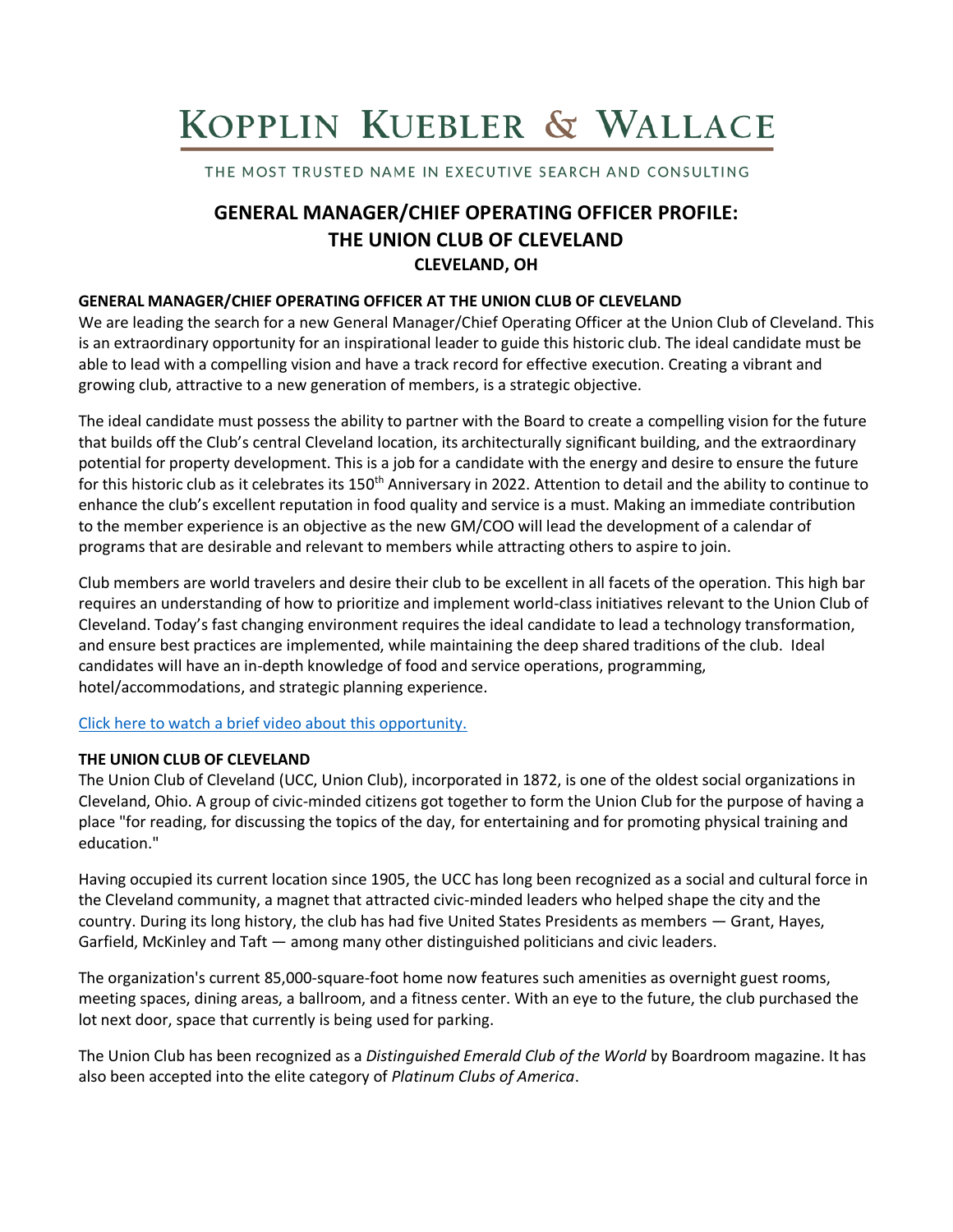# KOPPLIN KUEBLER & WALLACE

THE MOST TRUSTED NAME IN EXECUTIVE SEARCH AND CONSULTING

## GENERAL MANAGER/CHIEF OPERATING OFFICER PROFILE: THE UNION CLUB OF CLEVELAND

### CLEVELAND, OH

**GENERAL MANAGER/CHIEF OPERATING OFFICER AT THE UNION CLUB OF CLEVELAND**

We are leading the search for a new General Manager/Chief Operating Officer at the Union Club of Cleveland. This is an extraordinary opportunity for an inspirational leader to guide this historic club. The ideal candidate must be able to lead with a compelling vision and have a track record for effective execution. Creating a vibrant and growing club, attractive to a new generation of members, is a strategic objective.

The ideal candidate must possess the ability to partner with the Board to create a compelling vision for the future that builds off the Club's central Cleveland location, its architecturally significant building, and the extraordinary potential for property development. This is a job for a candidate with the energy and desire to ensure the future for this historic club as it celebrates its 150th Anniversary in 2022. Attention to detail and the ability to continue to enhance the club's excellent reputation in food quality and service is a must. Making an immediate contribution to the member experience is an objective as the new GM/COO will lead the development of a calendar of programs that are desirable and relevant to members while attracting others to aspire to join.

Club members are world travelers and desire their club to be excellent in all facets of the operation. This high bar requires an understanding of how to prioritize and implement world-class initiatives relevant to the Union Club of Cleveland. Today's fast changing environment requires the ideal candidate to lead a technology transformation, and ensure best practices are implemented, while maintaining the deep shared traditions of the club. Ideal candidates will have an in-depth knowledge of food and service operations, programming, hotel/accommodations, and strategic planning experience.

Click here to watch a brief video about this opportunity.

**THE UNION CLUB OF CLEVELAND**

The Union Club of Cleveland (UCC, Union Club), incorporated in 1872, is one of the oldest social organizations in Cleveland, Ohio. A group of civic-minded citizens got together to form the Union Club for the purpose of having a place "for reading, for discussing the topics of the day, for entertaining and for promoting physical training and education."

Having occupied its current location since 1905, the UCC has long been recognized as a social and cultural force in the Cleveland community, a magnet that attracted civic-minded leaders who helped shape the city and the country. During its long history, the club has had five United States Presidents as members — Grant, Hayes, Garfield, McKinley and Taft — among many other distinguished politicians and civic leaders.

The organization's current 85,000-square-foot home now features such amenities as overnight guest rooms, meeting spaces, dining areas, a ballroom, and a fitness center. With an eye to the future, the club purchased the lot next door, space that currently is being used for parking.

The Union Club has been recognized as a *Distinguished Emerald Club of the World* by Boardroom magazine. It has also been accepted into the elite category of *Platinum Clubs of America*.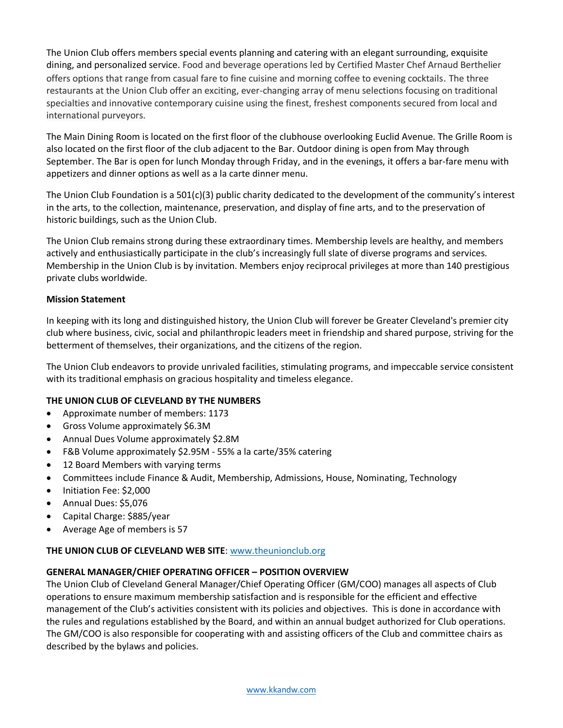The Union Club offers members special events planning and catering with an elegant surrounding, exquisite dining, and personalized service. Food and beverage operations led by Certified Master Chef Arnaud Berthelier offers options that range from casual fare to fine cuisine and morning coffee to evening cocktails. The three restaurants at the Union Club offer an exciting, ever-changing array of menu selections focusing on traditional specialties and innovative contemporary cuisine using the finest, freshest components secured from local and international purveyors.

The Main Dining Room is located on the first floor of the clubhouse overlooking Euclid Avenue. The Grille Room is also located on the first floor of the club adjacent to the Bar. Outdoor dining is open from May through September. The Bar is open for lunch Monday through Friday, and in the evenings, it offers a bar-fare menu with appetizers and dinner options as well as a la carte dinner menu.

The Union Club Foundation is a 501(c)(3) public charity dedicated to the development of the community's interest in the arts, to the collection, maintenance, preservation, and display of fine arts, and to the preservation of historic buildings, such as the Union Club.

The Union Club remains strong during these extraordinary times. Membership levels are healthy, and members actively and enthusiastically participate in the club's increasingly full slate of diverse programs and services. Membership in the Union Club is by invitation. Members enjoy reciprocal privileges at more than 140 prestigious private clubs worldwide.

**Mission Statement**

In keeping with its long and distinguished history, the Union Club will forever be Greater Cleveland's premier city club where business, civic, social and philanthropic leaders meet in friendship and shared purpose, striving for the betterment of themselves, their organizations, and the citizens of the region.

The Union Club endeavors to provide unrivaled facilities, stimulating programs, and impeccable service consistent with its traditional emphasis on gracious hospitality and timeless elegance.

**THE UNION CLUB OF CLEVELAND BY THE NUMBERS**

- Approximate number of members: 1173
- Gross Volume approximately $6.3M
- Annual Dues Volume approximately $2.8M
- F&B Volume approximately $2.95M - 55% a la carte/35% catering
- 12 Board Members with varying terms
- Committees include Finance & Audit, Membership, Admissions, House, Nominating, Technology
- Initiation Fee: $2,000
- Annual Dues: $5,076
- Capital Charge: $885/year
- Average Age of members is 57

**THE UNION CLUB OF CLEVELAND WEB SITE**: www.theunionclub.org

**GENERAL MANAGER/CHIEF OPERATING OFFICER – POSITION OVERVIEW**

The Union Club of Cleveland General Manager/Chief Operating Officer (GM/COO) manages all aspects of Club operations to ensure maximum membership satisfaction and is responsible for the efficient and effective management of the Club's activities consistent with its policies and objectives. This is done in accordance with the rules and regulations established by the Board, and within an annual budget authorized for Club operations. The GM/COO is also responsible for cooperating with and assisting officers of the Club and committee chairs as described by the bylaws and policies.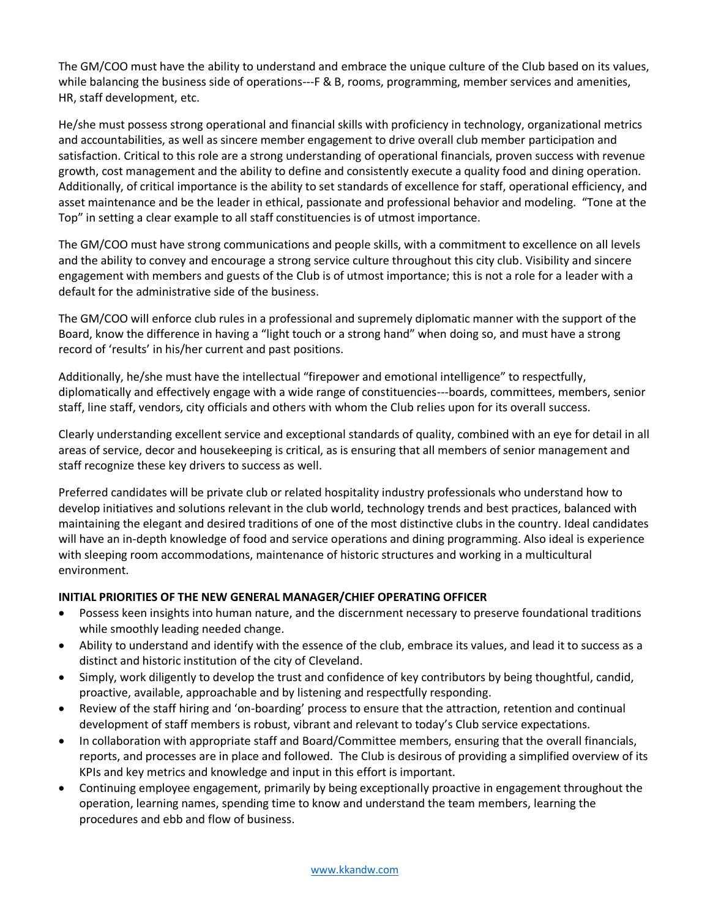The GM/COO must have the ability to understand and embrace the unique culture of the Club based on its values, while balancing the business side of operations---F & B, rooms, programming, member services and amenities, HR, staff development, etc.

He/she must possess strong operational and financial skills with proficiency in technology, organizational metrics and accountabilities, as well as sincere member engagement to drive overall club member participation and satisfaction. Critical to this role are a strong understanding of operational financials, proven success with revenue growth, cost management and the ability to define and consistently execute a quality food and dining operation. Additionally, of critical importance is the ability to set standards of excellence for staff, operational efficiency, and asset maintenance and be the leader in ethical, passionate and professional behavior and modeling. "Tone at the Top" in setting a clear example to all staff constituencies is of utmost importance.

The GM/COO must have strong communications and people skills, with a commitment to excellence on all levels and the ability to convey and encourage a strong service culture throughout this city club. Visibility and sincere engagement with members and guests of the Club is of utmost importance; this is not a role for a leader with a default for the administrative side of the business.

The GM/COO will enforce club rules in a professional and supremely diplomatic manner with the support of the Board, know the difference in having a "light touch or a strong hand" when doing so, and must have a strong record of 'results' in his/her current and past positions.

Additionally, he/she must have the intellectual "firepower and emotional intelligence" to respectfully, diplomatically and effectively engage with a wide range of constituencies---boards, committees, members, senior staff, line staff, vendors, city officials and others with whom the Club relies upon for its overall success.

Clearly understanding excellent service and exceptional standards of quality, combined with an eye for detail in all areas of service, decor and housekeeping is critical, as is ensuring that all members of senior management and staff recognize these key drivers to success as well.

Preferred candidates will be private club or related hospitality industry professionals who understand how to develop initiatives and solutions relevant in the club world, technology trends and best practices, balanced with maintaining the elegant and desired traditions of one of the most distinctive clubs in the country. Ideal candidates will have an in-depth knowledge of food and service operations and dining programming. Also ideal is experience with sleeping room accommodations, maintenance of historic structures and working in a multicultural environment.

**INITIAL PRIORITIES OF THE NEW GENERAL MANAGER/CHIEF OPERATING OFFICER**

- Possess keen insights into human nature, and the discernment necessary to preserve foundational traditions while smoothly leading needed change.
- Ability to understand and identify with the essence of the club, embrace its values, and lead it to success as a distinct and historic institution of the city of Cleveland.
- Simply, work diligently to develop the trust and confidence of key contributors by being thoughtful, candid, proactive, available, approachable and by listening and respectfully responding.
- Review of the staff hiring and 'on-boarding' process to ensure that the attraction, retention and continual development of staff members is robust, vibrant and relevant to today's Club service expectations.
- In collaboration with appropriate staff and Board/Committee members, ensuring that the overall financials, reports, and processes are in place and followed. The Club is desirous of providing a simplified overview of its KPIs and key metrics and knowledge and input in this effort is important.
- Continuing employee engagement, primarily by being exceptionally proactive in engagement throughout the operation, learning names, spending time to know and understand the team members, learning the procedures and ebb and flow of business.

www.kkandw.com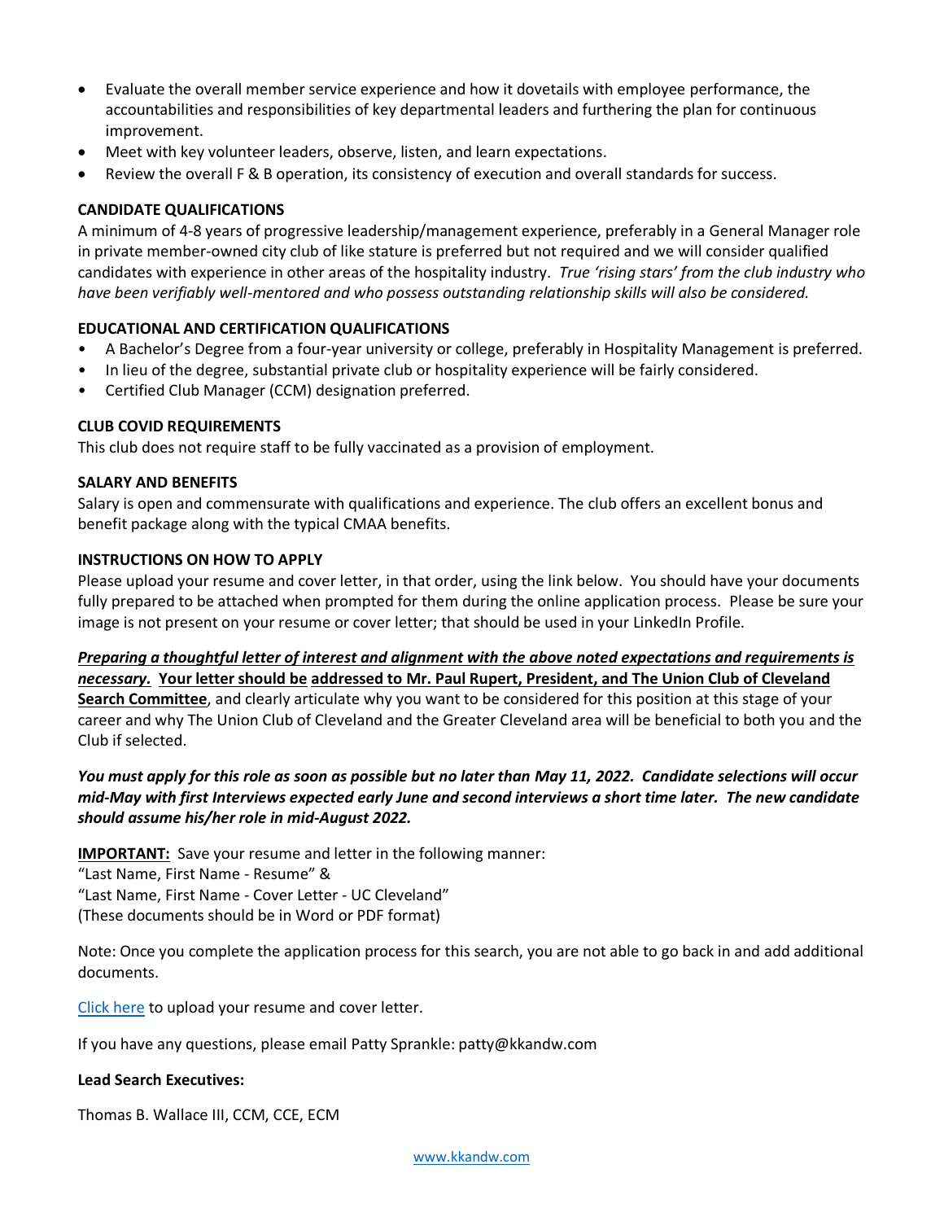- Evaluate the overall member service experience and how it dovetails with employee performance, the accountabilities and responsibilities of key departmental leaders and furthering the plan for continuous improvement.
- Meet with key volunteer leaders, observe, listen, and learn expectations.
- Review the overall F & B operation, its consistency of execution and overall standards for success.

**CANDIDATE QUALIFICATIONS**

A minimum of 4-8 years of progressive leadership/management experience, preferably in a General Manager role in private member-owned city club of like stature is preferred but not required and we will consider qualified candidates with experience in other areas of the hospitality industry. *True 'rising stars' from the club industry who have been verifiably well-mentored and who possess outstanding relationship skills will also be considered.*

**EDUCATIONAL AND CERTIFICATION QUALIFICATIONS**

- A Bachelor's Degree from a four-year university or college, preferably in Hospitality Management is preferred.
- In lieu of the degree, substantial private club or hospitality experience will be fairly considered.
- Certified Club Manager (CCM) designation preferred.

**CLUB COVID REQUIREMENTS**

This club does not require staff to be fully vaccinated as a provision of employment.

**SALARY AND BENEFITS**

Salary is open and commensurate with qualifications and experience. The club offers an excellent bonus and benefit package along with the typical CMAA benefits.

**INSTRUCTIONS ON HOW TO APPLY**

Please upload your resume and cover letter, in that order, using the link below. You should have your documents fully prepared to be attached when prompted for them during the online application process. Please be sure your image is not present on your resume or cover letter; that should be used in your LinkedIn Profile.

***Preparing a thoughtful letter of interest and alignment with the above noted expectations and requirements is necessary.*** **Your letter should be addressed to Mr. Paul Rupert, President, and The Union Club of Cleveland Search Committee**, and clearly articulate why you want to be considered for this position at this stage of your career and why The Union Club of Cleveland and the Greater Cleveland area will be beneficial to both you and the Club if selected.

***You must apply for this role as soon as possible but no later than May 11, 2022. Candidate selections will occur mid-May with first Interviews expected early June and second interviews a short time later. The new candidate should assume his/her role in mid-August 2022.***

**IMPORTANT:** Save your resume and letter in the following manner:
"Last Name, First Name - Resume" &
"Last Name, First Name - Cover Letter - UC Cleveland"
(These documents should be in Word or PDF format)

Note: Once you complete the application process for this search, you are not able to go back in and add additional documents.

Click here to upload your resume and cover letter.

If you have any questions, please email Patty Sprankle: patty@kkandw.com

**Lead Search Executives:**

Thomas B. Wallace III, CCM, CCE, ECM

www.kkandw.com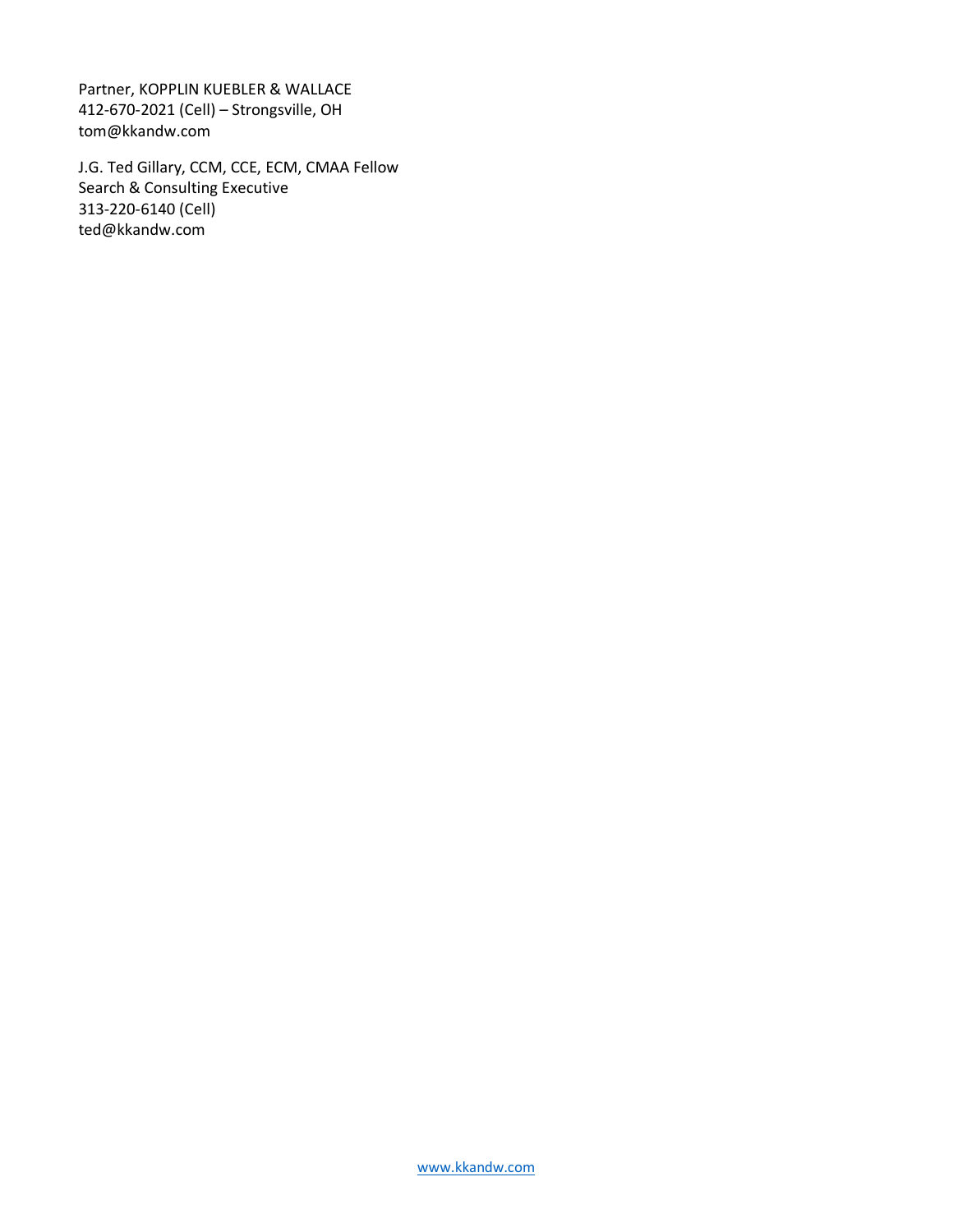Partner, KOPPLIN KUEBLER & WALLACE
412-670-2021 (Cell) – Strongsville, OH
tom@kkandw.com

J.G. Ted Gillary, CCM, CCE, ECM, CMAA Fellow
Search & Consulting Executive
313-220-6140 (Cell)
ted@kkandw.com

www.kkandw.com